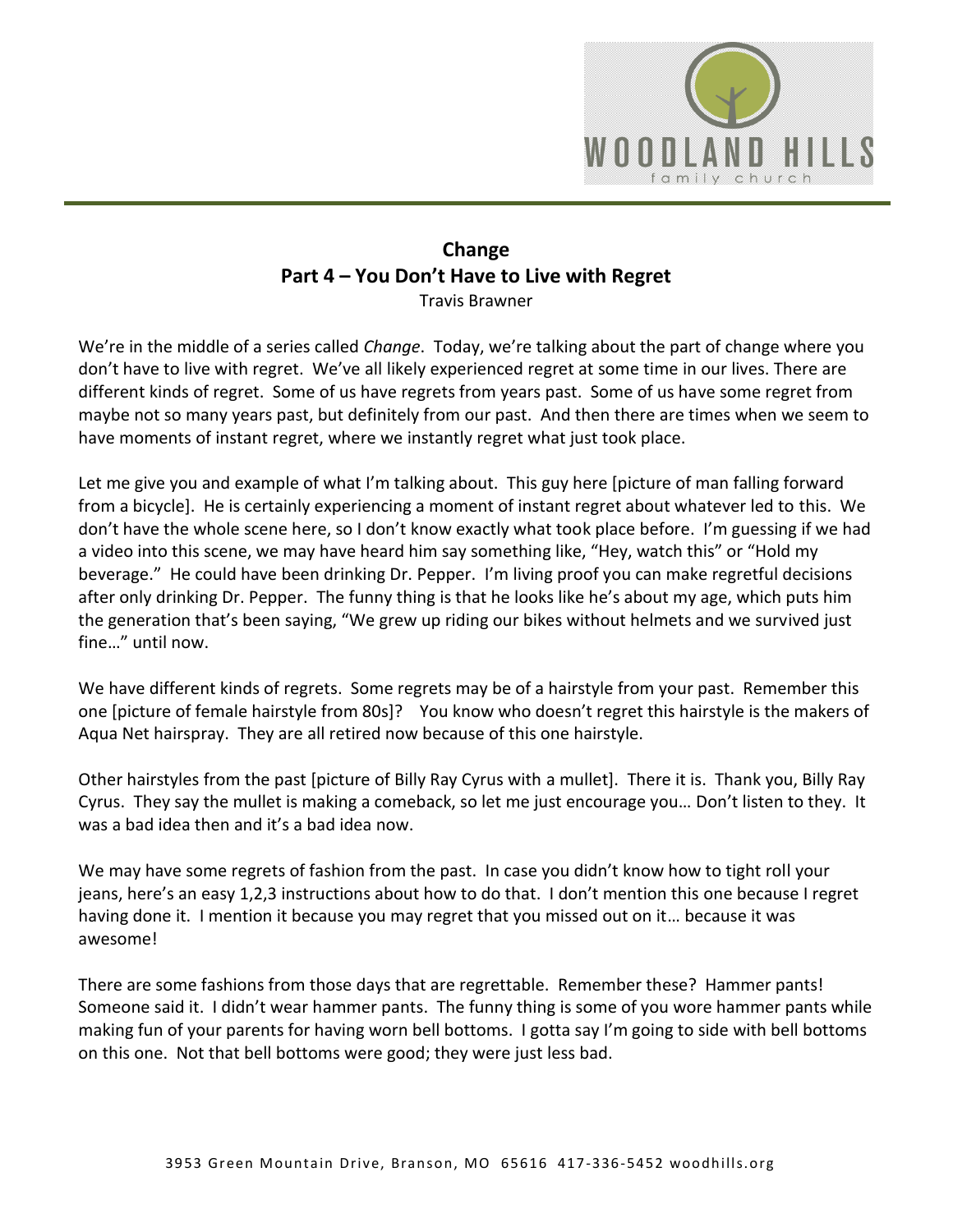# Change
## Part 4 – You Don't Have to Live with Regret
Travis Brawner

We're in the middle of a series called *Change*. Today, we're talking about the part of change where you don't have to live with regret. We've all likely experienced regret at some time in our lives. There are different kinds of regret. Some of us have regrets from years past. Some of us have some regret from maybe not so many years past, but definitely from our past. And then there are times when we seem to have moments of instant regret, where we instantly regret what just took place.

Let me give you and example of what I'm talking about. This guy here [picture of man falling forward from a bicycle]. He is certainly experiencing a moment of instant regret about whatever led to this. We don't have the whole scene here, so I don't know exactly what took place before. I'm guessing if we had a video into this scene, we may have heard him say something like, "Hey, watch this" or "Hold my beverage." He could have been drinking Dr. Pepper. I'm living proof you can make regretful decisions after only drinking Dr. Pepper. The funny thing is that he looks like he's about my age, which puts him the generation that's been saying, "We grew up riding our bikes without helmets and we survived just fine…" until now.

We have different kinds of regrets. Some regrets may be of a hairstyle from your past. Remember this one [picture of female hairstyle from 80s]? You know who doesn't regret this hairstyle is the makers of Aqua Net hairspray. They are all retired now because of this one hairstyle.

Other hairstyles from the past [picture of Billy Ray Cyrus with a mullet]. There it is. Thank you, Billy Ray Cyrus. They say the mullet is making a comeback, so let me just encourage you… Don't listen to they. It was a bad idea then and it's a bad idea now.

We may have some regrets of fashion from the past. In case you didn't know how to tight roll your jeans, here's an easy 1,2,3 instructions about how to do that. I don't mention this one because I regret having done it. I mention it because you may regret that you missed out on it… because it was awesome!

There are some fashions from those days that are regrettable. Remember these? Hammer pants! Someone said it. I didn't wear hammer pants. The funny thing is some of you wore hammer pants while making fun of your parents for having worn bell bottoms. I gotta say I'm going to side with bell bottoms on this one. Not that bell bottoms were good; they were just less bad.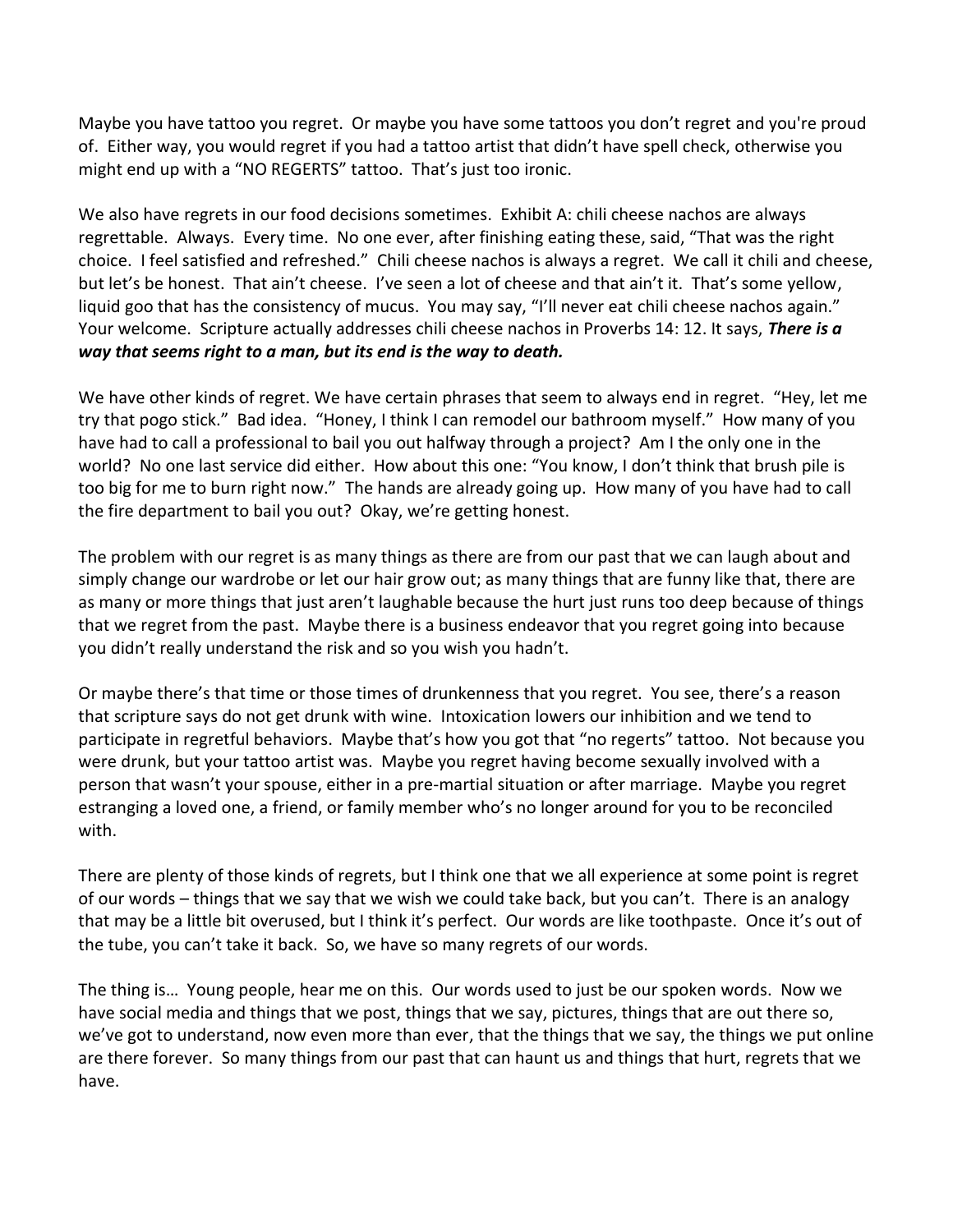Maybe you have tattoo you regret. Or maybe you have some tattoos you don't regret and you're proud of. Either way, you would regret if you had a tattoo artist that didn't have spell check, otherwise you might end up with a "NO REGERTS" tattoo. That's just too ironic.

We also have regrets in our food decisions sometimes. Exhibit A: chili cheese nachos are always regrettable. Always. Every time. No one ever, after finishing eating these, said, "That was the right choice. I feel satisfied and refreshed." Chili cheese nachos is always a regret. We call it chili and cheese, but let's be honest. That ain't cheese. I've seen a lot of cheese and that ain't it. That's some yellow, liquid goo that has the consistency of mucus. You may say, "I'll never eat chili cheese nachos again." Your welcome. Scripture actually addresses chili cheese nachos in Proverbs 14: 12. It says, ***There is a way that seems right to a man, but its end is the way to death.***

We have other kinds of regret. We have certain phrases that seem to always end in regret. "Hey, let me try that pogo stick." Bad idea. "Honey, I think I can remodel our bathroom myself." How many of you have had to call a professional to bail you out halfway through a project? Am I the only one in the world? No one last service did either. How about this one: "You know, I don't think that brush pile is too big for me to burn right now." The hands are already going up. How many of you have had to call the fire department to bail you out? Okay, we're getting honest.

The problem with our regret is as many things as there are from our past that we can laugh about and simply change our wardrobe or let our hair grow out; as many things that are funny like that, there are as many or more things that just aren't laughable because the hurt just runs too deep because of things that we regret from the past. Maybe there is a business endeavor that you regret going into because you didn't really understand the risk and so you wish you hadn't.

Or maybe there's that time or those times of drunkenness that you regret. You see, there's a reason that scripture says do not get drunk with wine. Intoxication lowers our inhibition and we tend to participate in regretful behaviors. Maybe that's how you got that "no regerts" tattoo. Not because you were drunk, but your tattoo artist was. Maybe you regret having become sexually involved with a person that wasn't your spouse, either in a pre-martial situation or after marriage. Maybe you regret estranging a loved one, a friend, or family member who's no longer around for you to be reconciled with.

There are plenty of those kinds of regrets, but I think one that we all experience at some point is regret of our words – things that we say that we wish we could take back, but you can't. There is an analogy that may be a little bit overused, but I think it's perfect. Our words are like toothpaste. Once it's out of the tube, you can't take it back. So, we have so many regrets of our words.

The thing is… Young people, hear me on this. Our words used to just be our spoken words. Now we have social media and things that we post, things that we say, pictures, things that are out there so, we've got to understand, now even more than ever, that the things that we say, the things we put online are there forever. So many things from our past that can haunt us and things that hurt, regrets that we have.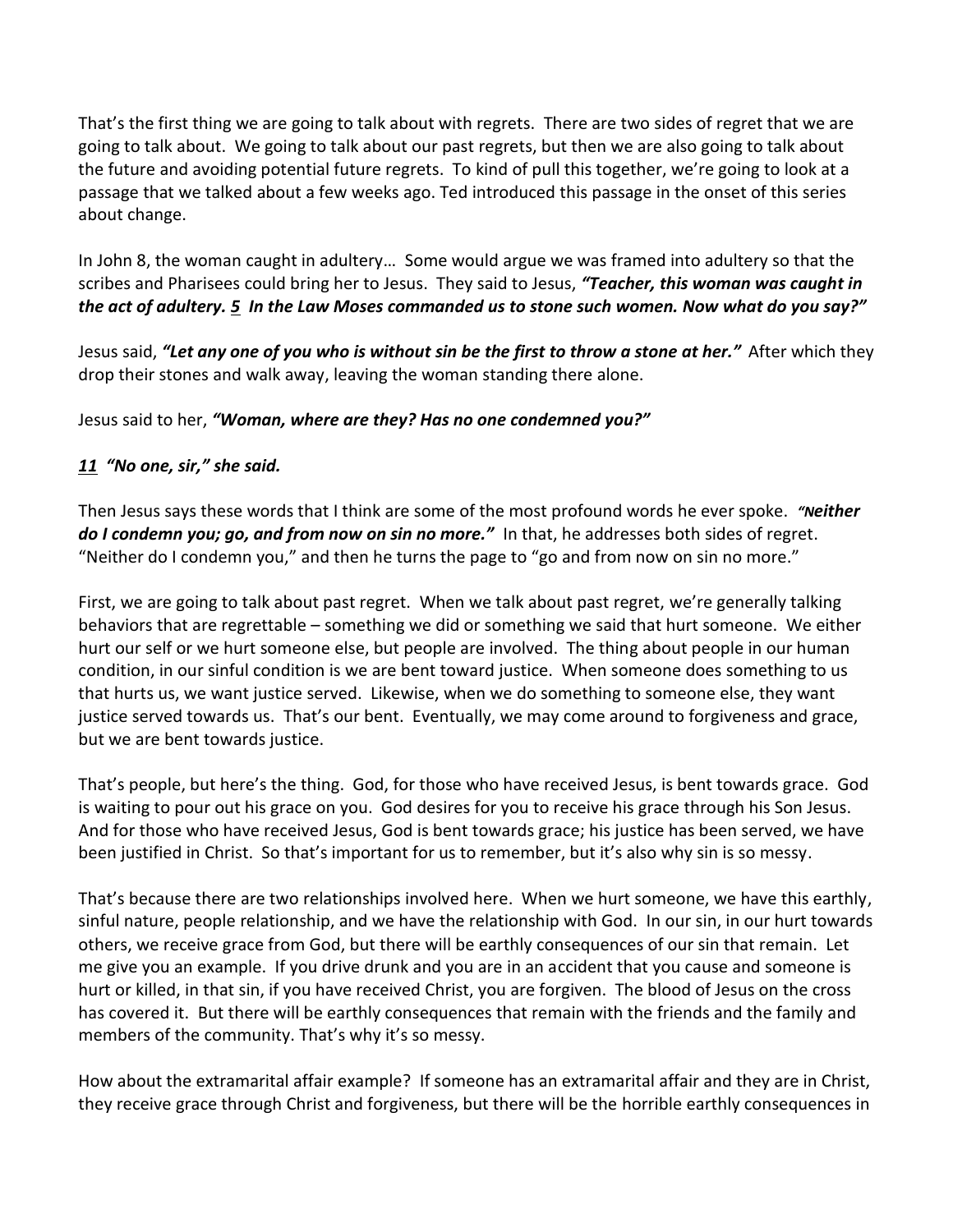That's the first thing we are going to talk about with regrets. There are two sides of regret that we are going to talk about. We going to talk about our past regrets, but then we are also going to talk about the future and avoiding potential future regrets. To kind of pull this together, we're going to look at a passage that we talked about a few weeks ago. Ted introduced this passage in the onset of this series about change.

In John 8, the woman caught in adultery… Some would argue we was framed into adultery so that the scribes and Pharisees could bring her to Jesus. They said to Jesus, ***"Teacher, this woman was caught in the act of adultery. 5 In the Law Moses commanded us to stone such women. Now what do you say?"***

Jesus said, ***"Let any one of you who is without sin be the first to throw a stone at her."*** After which they drop their stones and walk away, leaving the woman standing there alone.

Jesus said to her, ***"Woman, where are they? Has no one condemned you?"***

***11 "No one, sir," she said.***

Then Jesus says these words that I think are some of the most profound words he ever spoke. ***"Neither do I condemn you; go, and from now on sin no more."*** In that, he addresses both sides of regret. "Neither do I condemn you," and then he turns the page to "go and from now on sin no more."

First, we are going to talk about past regret. When we talk about past regret, we're generally talking behaviors that are regrettable – something we did or something we said that hurt someone. We either hurt our self or we hurt someone else, but people are involved. The thing about people in our human condition, in our sinful condition is we are bent toward justice. When someone does something to us that hurts us, we want justice served. Likewise, when we do something to someone else, they want justice served towards us. That's our bent. Eventually, we may come around to forgiveness and grace, but we are bent towards justice.

That's people, but here's the thing. God, for those who have received Jesus, is bent towards grace. God is waiting to pour out his grace on you. God desires for you to receive his grace through his Son Jesus. And for those who have received Jesus, God is bent towards grace; his justice has been served, we have been justified in Christ. So that's important for us to remember, but it's also why sin is so messy.

That's because there are two relationships involved here. When we hurt someone, we have this earthly, sinful nature, people relationship, and we have the relationship with God. In our sin, in our hurt towards others, we receive grace from God, but there will be earthly consequences of our sin that remain. Let me give you an example. If you drive drunk and you are in an accident that you cause and someone is hurt or killed, in that sin, if you have received Christ, you are forgiven. The blood of Jesus on the cross has covered it. But there will be earthly consequences that remain with the friends and the family and members of the community. That's why it's so messy.

How about the extramarital affair example? If someone has an extramarital affair and they are in Christ, they receive grace through Christ and forgiveness, but there will be the horrible earthly consequences in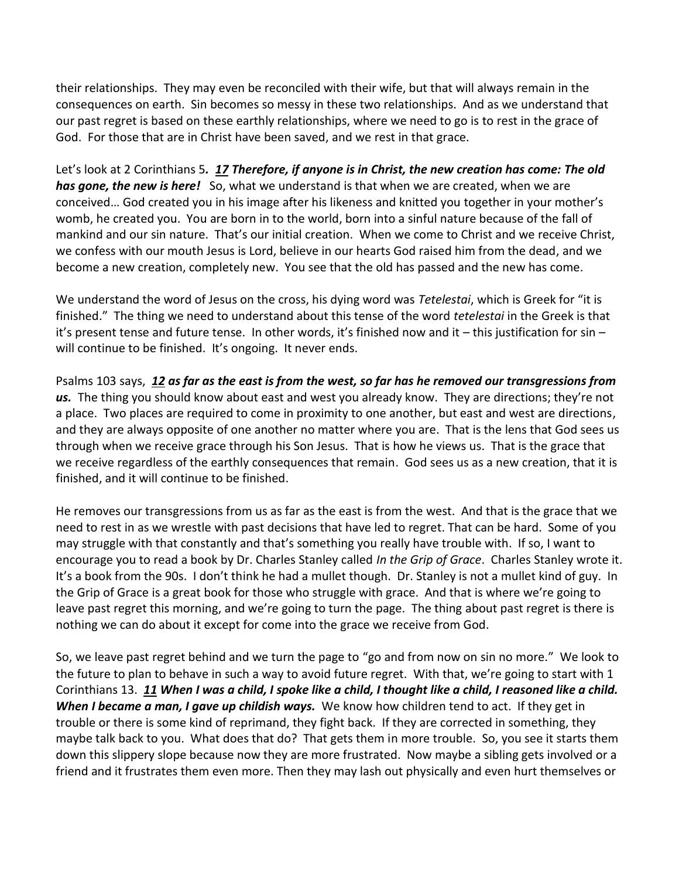their relationships. They may even be reconciled with their wife, but that will always remain in the consequences on earth. Sin becomes so messy in these two relationships. And as we understand that our past regret is based on these earthly relationships, where we need to go is to rest in the grace of God. For those that are in Christ have been saved, and we rest in that grace.

Let's look at 2 Corinthians 5***. 17 Therefore, if anyone is in Christ, the new creation has come: The old has gone, the new is here!*** So, what we understand is that when we are created, when we are conceived… God created you in his image after his likeness and knitted you together in your mother's womb, he created you. You are born in to the world, born into a sinful nature because of the fall of mankind and our sin nature. That's our initial creation. When we come to Christ and we receive Christ, we confess with our mouth Jesus is Lord, believe in our hearts God raised him from the dead, and we become a new creation, completely new. You see that the old has passed and the new has come.

We understand the word of Jesus on the cross, his dying word was *Tetelestai*, which is Greek for "it is finished." The thing we need to understand about this tense of the word *tetelestai* in the Greek is that it's present tense and future tense. In other words, it's finished now and it – this justification for sin – will continue to be finished. It's ongoing. It never ends.

Psalms 103 says, ***12 as far as the east is from the west, so far has he removed our transgressions from us.*** The thing you should know about east and west you already know. They are directions; they're not a place. Two places are required to come in proximity to one another, but east and west are directions, and they are always opposite of one another no matter where you are. That is the lens that God sees us through when we receive grace through his Son Jesus. That is how he views us. That is the grace that we receive regardless of the earthly consequences that remain. God sees us as a new creation, that it is finished, and it will continue to be finished.

He removes our transgressions from us as far as the east is from the west. And that is the grace that we need to rest in as we wrestle with past decisions that have led to regret. That can be hard. Some of you may struggle with that constantly and that's something you really have trouble with. If so, I want to encourage you to read a book by Dr. Charles Stanley called *In the Grip of Grace*. Charles Stanley wrote it. It's a book from the 90s. I don't think he had a mullet though. Dr. Stanley is not a mullet kind of guy. In the Grip of Grace is a great book for those who struggle with grace. And that is where we're going to leave past regret this morning, and we're going to turn the page. The thing about past regret is there is nothing we can do about it except for come into the grace we receive from God.

So, we leave past regret behind and we turn the page to "go and from now on sin no more." We look to the future to plan to behave in such a way to avoid future regret. With that, we're going to start with 1 Corinthians 13. ***11 When I was a child, I spoke like a child, I thought like a child, I reasoned like a child. When I became a man, I gave up childish ways.*** We know how children tend to act. If they get in trouble or there is some kind of reprimand, they fight back. If they are corrected in something, they maybe talk back to you. What does that do? That gets them in more trouble. So, you see it starts them down this slippery slope because now they are more frustrated. Now maybe a sibling gets involved or a friend and it frustrates them even more. Then they may lash out physically and even hurt themselves or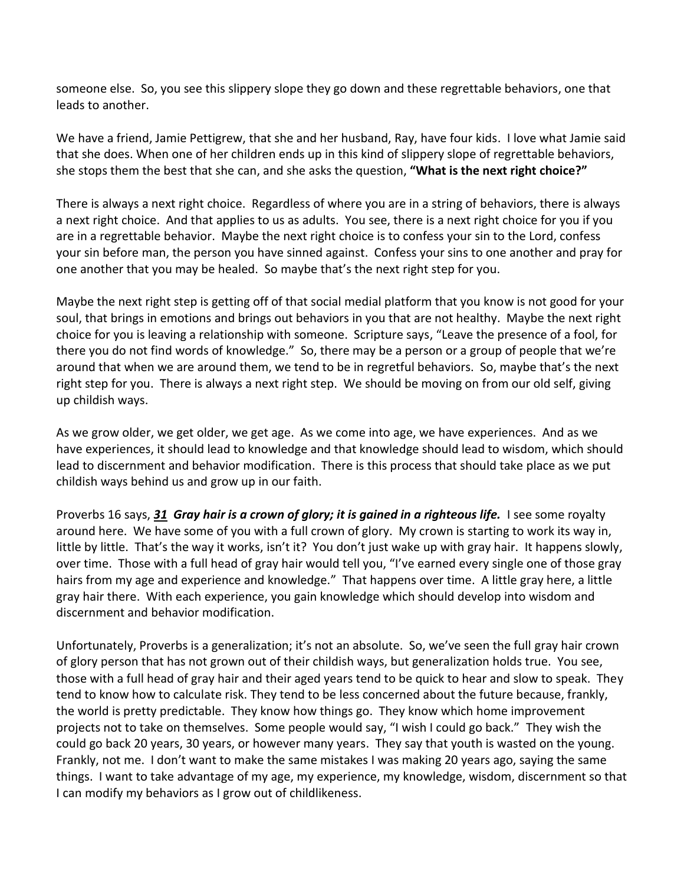someone else. So, you see this slippery slope they go down and these regrettable behaviors, one that leads to another.

We have a friend, Jamie Pettigrew, that she and her husband, Ray, have four kids. I love what Jamie said that she does. When one of her children ends up in this kind of slippery slope of regrettable behaviors, she stops them the best that she can, and she asks the question, **"What is the next right choice?"**

There is always a next right choice. Regardless of where you are in a string of behaviors, there is always a next right choice. And that applies to us as adults. You see, there is a next right choice for you if you are in a regrettable behavior. Maybe the next right choice is to confess your sin to the Lord, confess your sin before man, the person you have sinned against. Confess your sins to one another and pray for one another that you may be healed. So maybe that's the next right step for you.

Maybe the next right step is getting off of that social medial platform that you know is not good for your soul, that brings in emotions and brings out behaviors in you that are not healthy. Maybe the next right choice for you is leaving a relationship with someone. Scripture says, "Leave the presence of a fool, for there you do not find words of knowledge." So, there may be a person or a group of people that we're around that when we are around them, we tend to be in regretful behaviors. So, maybe that's the next right step for you. There is always a next right step. We should be moving on from our old self, giving up childish ways.

As we grow older, we get older, we get age. As we come into age, we have experiences. And as we have experiences, it should lead to knowledge and that knowledge should lead to wisdom, which should lead to discernment and behavior modification. There is this process that should take place as we put childish ways behind us and grow up in our faith.

Proverbs 16 says, ***<u>31</u> Gray hair is a crown of glory; it is gained in a righteous life.*** I see some royalty around here. We have some of you with a full crown of glory. My crown is starting to work its way in, little by little. That's the way it works, isn't it? You don't just wake up with gray hair. It happens slowly, over time. Those with a full head of gray hair would tell you, "I've earned every single one of those gray hairs from my age and experience and knowledge." That happens over time. A little gray here, a little gray hair there. With each experience, you gain knowledge which should develop into wisdom and discernment and behavior modification.

Unfortunately, Proverbs is a generalization; it's not an absolute. So, we've seen the full gray hair crown of glory person that has not grown out of their childish ways, but generalization holds true. You see, those with a full head of gray hair and their aged years tend to be quick to hear and slow to speak. They tend to know how to calculate risk. They tend to be less concerned about the future because, frankly, the world is pretty predictable. They know how things go. They know which home improvement projects not to take on themselves. Some people would say, "I wish I could go back." They wish the could go back 20 years, 30 years, or however many years. They say that youth is wasted on the young. Frankly, not me. I don't want to make the same mistakes I was making 20 years ago, saying the same things. I want to take advantage of my age, my experience, my knowledge, wisdom, discernment so that I can modify my behaviors as I grow out of childlikeness.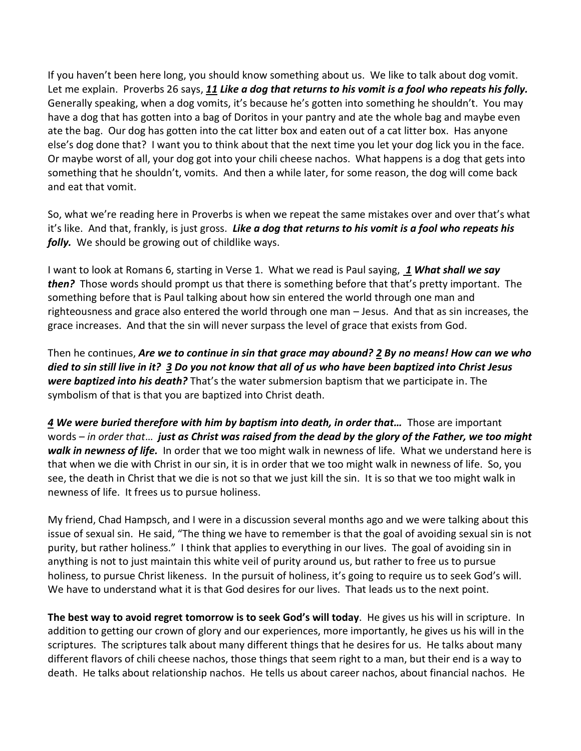If you haven't been here long, you should know something about us. We like to talk about dog vomit. Let me explain. Proverbs 26 says, ***<u>11</u> Like a dog that returns to his vomit is a fool who repeats his folly.*** Generally speaking, when a dog vomits, it's because he's gotten into something he shouldn't. You may have a dog that has gotten into a bag of Doritos in your pantry and ate the whole bag and maybe even ate the bag. Our dog has gotten into the cat litter box and eaten out of a cat litter box. Has anyone else's dog done that? I want you to think about that the next time you let your dog lick you in the face. Or maybe worst of all, your dog got into your chili cheese nachos. What happens is a dog that gets into something that he shouldn't, vomits. And then a while later, for some reason, the dog will come back and eat that vomit.

So, what we're reading here in Proverbs is when we repeat the same mistakes over and over that's what it's like. And that, frankly, is just gross. ***Like a dog that returns to his vomit is a fool who repeats his folly.*** We should be growing out of childlike ways.

I want to look at Romans 6, starting in Verse 1. What we read is Paul saying, ***<u>1</u> What shall we say then?*** Those words should prompt us that there is something before that that's pretty important. The something before that is Paul talking about how sin entered the world through one man and righteousness and grace also entered the world through one man – Jesus. And that as sin increases, the grace increases. And that the sin will never surpass the level of grace that exists from God.

Then he continues, ***Are we to continue in sin that grace may abound? <u>2</u> By no means! How can we who died to sin still live in it? <u>3</u> Do you not know that all of us who have been baptized into Christ Jesus were baptized into his death?*** That's the water submersion baptism that we participate in. The symbolism of that is that you are baptized into Christ death.

***<u>4</u> We were buried therefore with him by baptism into death, in order that…*** Those are important words – *in order that*… ***just as Christ was raised from the dead by the glory of the Father, we too might walk in newness of life.*** In order that we too might walk in newness of life. What we understand here is that when we die with Christ in our sin, it is in order that we too might walk in newness of life. So, you see, the death in Christ that we die is not so that we just kill the sin. It is so that we too might walk in newness of life. It frees us to pursue holiness.

My friend, Chad Hampsch, and I were in a discussion several months ago and we were talking about this issue of sexual sin. He said, "The thing we have to remember is that the goal of avoiding sexual sin is not purity, but rather holiness." I think that applies to everything in our lives. The goal of avoiding sin in anything is not to just maintain this white veil of purity around us, but rather to free us to pursue holiness, to pursue Christ likeness. In the pursuit of holiness, it's going to require us to seek God's will. We have to understand what it is that God desires for our lives. That leads us to the next point.

**The best way to avoid regret tomorrow is to seek God's will today**. He gives us his will in scripture. In addition to getting our crown of glory and our experiences, more importantly, he gives us his will in the scriptures. The scriptures talk about many different things that he desires for us. He talks about many different flavors of chili cheese nachos, those things that seem right to a man, but their end is a way to death. He talks about relationship nachos. He tells us about career nachos, about financial nachos. He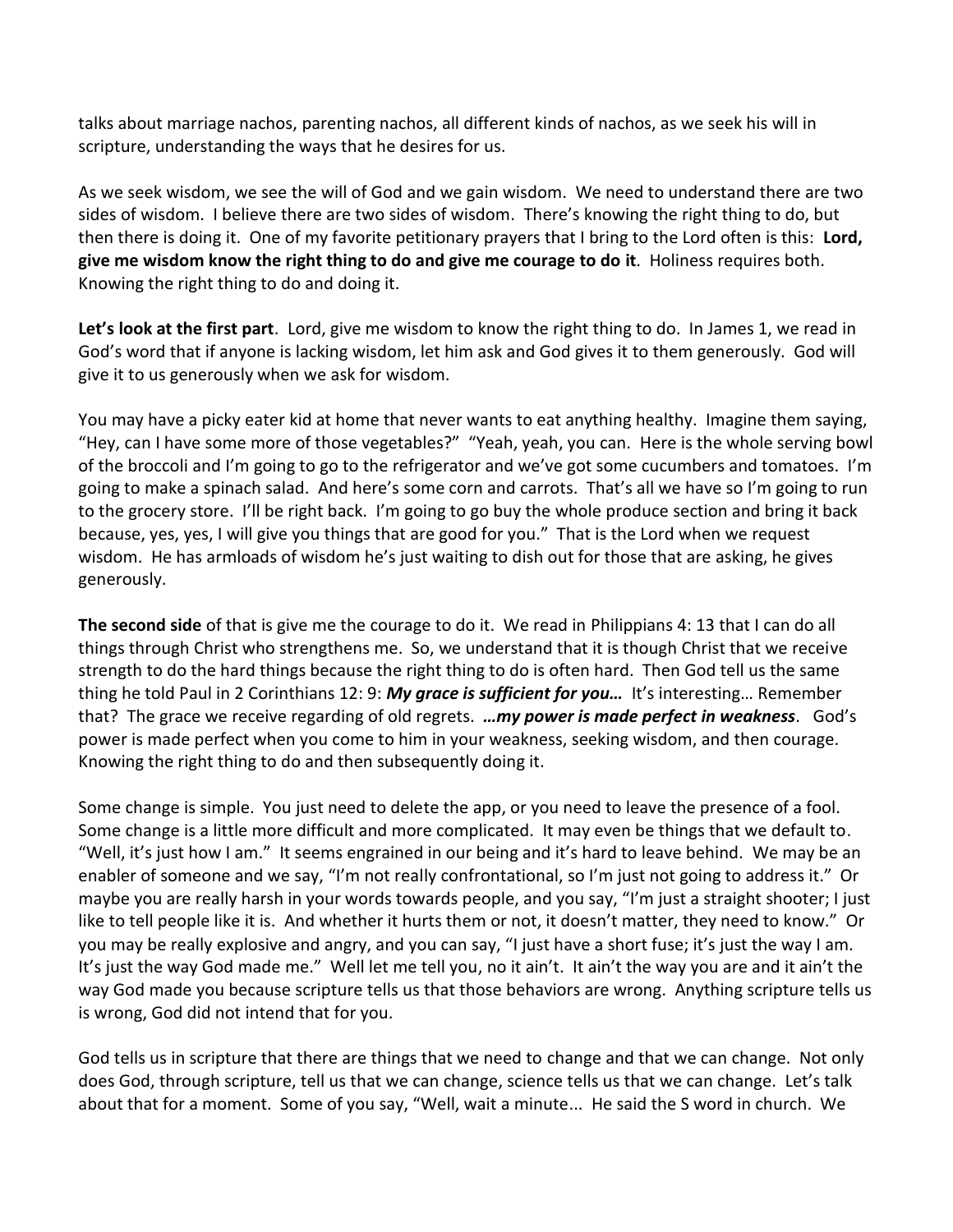talks about marriage nachos, parenting nachos, all different kinds of nachos, as we seek his will in scripture, understanding the ways that he desires for us.

As we seek wisdom, we see the will of God and we gain wisdom. We need to understand there are two sides of wisdom. I believe there are two sides of wisdom. There's knowing the right thing to do, but then there is doing it. One of my favorite petitionary prayers that I bring to the Lord often is this: **Lord, give me wisdom know the right thing to do and give me courage to do it**. Holiness requires both. Knowing the right thing to do and doing it.

**Let's look at the first part**. Lord, give me wisdom to know the right thing to do. In James 1, we read in God's word that if anyone is lacking wisdom, let him ask and God gives it to them generously. God will give it to us generously when we ask for wisdom.

You may have a picky eater kid at home that never wants to eat anything healthy. Imagine them saying, "Hey, can I have some more of those vegetables?" "Yeah, yeah, you can. Here is the whole serving bowl of the broccoli and I'm going to go to the refrigerator and we've got some cucumbers and tomatoes. I'm going to make a spinach salad. And here's some corn and carrots. That's all we have so I'm going to run to the grocery store. I'll be right back. I'm going to go buy the whole produce section and bring it back because, yes, yes, I will give you things that are good for you." That is the Lord when we request wisdom. He has armloads of wisdom he's just waiting to dish out for those that are asking, he gives generously.

**The second side** of that is give me the courage to do it. We read in Philippians 4: 13 that I can do all things through Christ who strengthens me. So, we understand that it is though Christ that we receive strength to do the hard things because the right thing to do is often hard. Then God tell us the same thing he told Paul in 2 Corinthians 12: 9: ***My grace is sufficient for you…*** It's interesting… Remember that? The grace we receive regarding of old regrets. ***…my power is made perfect in weakness***. God's power is made perfect when you come to him in your weakness, seeking wisdom, and then courage. Knowing the right thing to do and then subsequently doing it.

Some change is simple. You just need to delete the app, or you need to leave the presence of a fool. Some change is a little more difficult and more complicated. It may even be things that we default to. "Well, it's just how I am." It seems engrained in our being and it's hard to leave behind. We may be an enabler of someone and we say, "I'm not really confrontational, so I'm just not going to address it." Or maybe you are really harsh in your words towards people, and you say, "I'm just a straight shooter; I just like to tell people like it is. And whether it hurts them or not, it doesn't matter, they need to know." Or you may be really explosive and angry, and you can say, "I just have a short fuse; it's just the way I am. It's just the way God made me." Well let me tell you, no it ain't. It ain't the way you are and it ain't the way God made you because scripture tells us that those behaviors are wrong. Anything scripture tells us is wrong, God did not intend that for you.

God tells us in scripture that there are things that we need to change and that we can change. Not only does God, through scripture, tell us that we can change, science tells us that we can change. Let's talk about that for a moment. Some of you say, "Well, wait a minute... He said the S word in church. We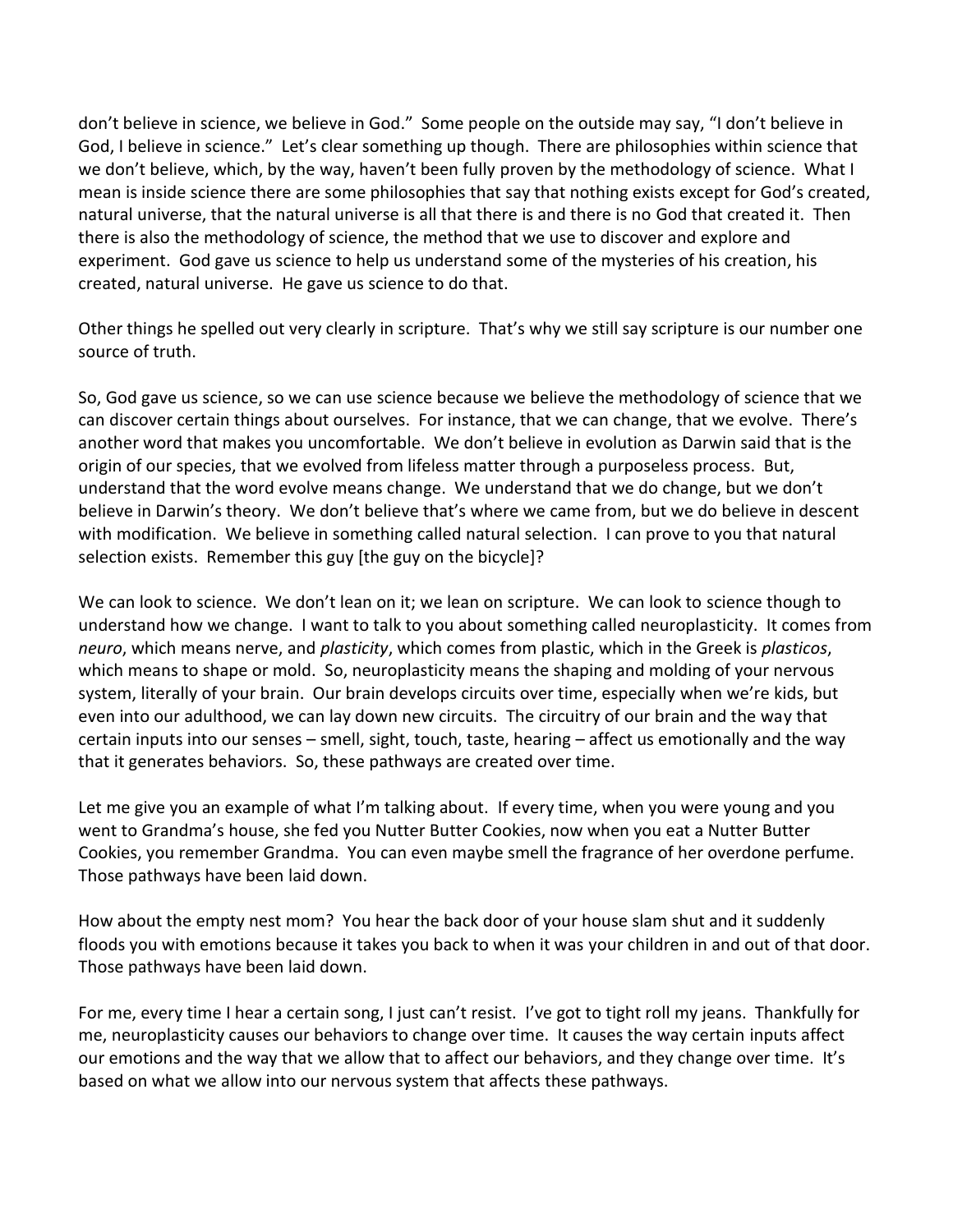don't believe in science, we believe in God." Some people on the outside may say, "I don't believe in God, I believe in science." Let's clear something up though. There are philosophies within science that we don't believe, which, by the way, haven't been fully proven by the methodology of science. What I mean is inside science there are some philosophies that say that nothing exists except for God's created, natural universe, that the natural universe is all that there is and there is no God that created it. Then there is also the methodology of science, the method that we use to discover and explore and experiment. God gave us science to help us understand some of the mysteries of his creation, his created, natural universe. He gave us science to do that.

Other things he spelled out very clearly in scripture. That's why we still say scripture is our number one source of truth.

So, God gave us science, so we can use science because we believe the methodology of science that we can discover certain things about ourselves. For instance, that we can change, that we evolve. There's another word that makes you uncomfortable. We don't believe in evolution as Darwin said that is the origin of our species, that we evolved from lifeless matter through a purposeless process. But, understand that the word evolve means change. We understand that we do change, but we don't believe in Darwin's theory. We don't believe that's where we came from, but we do believe in descent with modification. We believe in something called natural selection. I can prove to you that natural selection exists. Remember this guy [the guy on the bicycle]?

We can look to science. We don't lean on it; we lean on scripture. We can look to science though to understand how we change. I want to talk to you about something called neuroplasticity. It comes from *neuro*, which means nerve, and *plasticity*, which comes from plastic, which in the Greek is *plasticos*, which means to shape or mold. So, neuroplasticity means the shaping and molding of your nervous system, literally of your brain. Our brain develops circuits over time, especially when we're kids, but even into our adulthood, we can lay down new circuits. The circuitry of our brain and the way that certain inputs into our senses – smell, sight, touch, taste, hearing – affect us emotionally and the way that it generates behaviors. So, these pathways are created over time.

Let me give you an example of what I'm talking about. If every time, when you were young and you went to Grandma's house, she fed you Nutter Butter Cookies, now when you eat a Nutter Butter Cookies, you remember Grandma. You can even maybe smell the fragrance of her overdone perfume. Those pathways have been laid down.

How about the empty nest mom? You hear the back door of your house slam shut and it suddenly floods you with emotions because it takes you back to when it was your children in and out of that door. Those pathways have been laid down.

For me, every time I hear a certain song, I just can't resist. I've got to tight roll my jeans. Thankfully for me, neuroplasticity causes our behaviors to change over time. It causes the way certain inputs affect our emotions and the way that we allow that to affect our behaviors, and they change over time. It's based on what we allow into our nervous system that affects these pathways.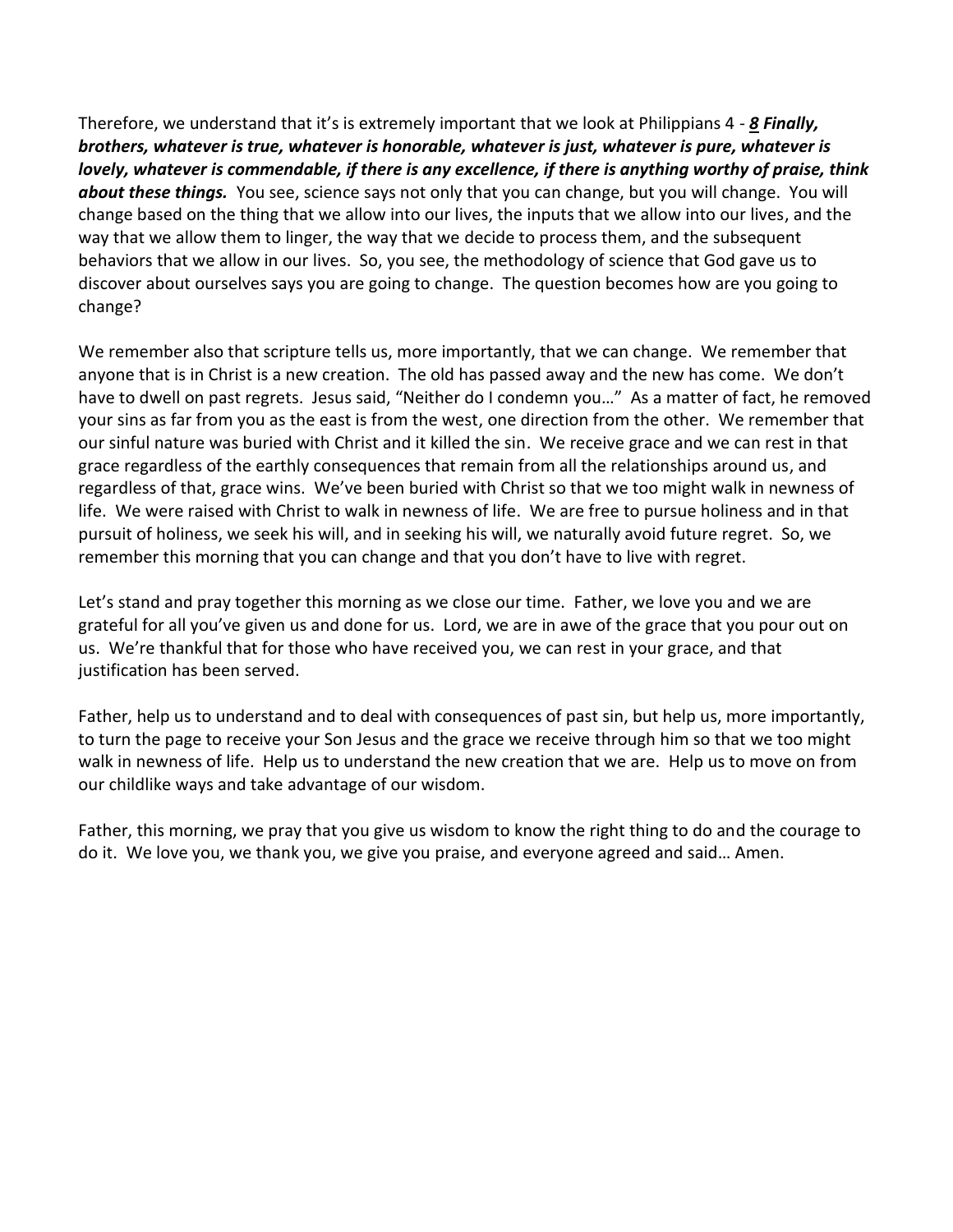Therefore, we understand that it's is extremely important that we look at Philippians 4 - ***8*** ***Finally, brothers, whatever is true, whatever is honorable, whatever is just, whatever is pure, whatever is lovely, whatever is commendable, if there is any excellence, if there is anything worthy of praise, think about these things.*** You see, science says not only that you can change, but you will change. You will change based on the thing that we allow into our lives, the inputs that we allow into our lives, and the way that we allow them to linger, the way that we decide to process them, and the subsequent behaviors that we allow in our lives. So, you see, the methodology of science that God gave us to discover about ourselves says you are going to change. The question becomes how are you going to change?

We remember also that scripture tells us, more importantly, that we can change. We remember that anyone that is in Christ is a new creation. The old has passed away and the new has come. We don't have to dwell on past regrets. Jesus said, "Neither do I condemn you…" As a matter of fact, he removed your sins as far from you as the east is from the west, one direction from the other. We remember that our sinful nature was buried with Christ and it killed the sin. We receive grace and we can rest in that grace regardless of the earthly consequences that remain from all the relationships around us, and regardless of that, grace wins. We've been buried with Christ so that we too might walk in newness of life. We were raised with Christ to walk in newness of life. We are free to pursue holiness and in that pursuit of holiness, we seek his will, and in seeking his will, we naturally avoid future regret. So, we remember this morning that you can change and that you don't have to live with regret.

Let's stand and pray together this morning as we close our time. Father, we love you and we are grateful for all you've given us and done for us. Lord, we are in awe of the grace that you pour out on us. We're thankful that for those who have received you, we can rest in your grace, and that justification has been served.

Father, help us to understand and to deal with consequences of past sin, but help us, more importantly, to turn the page to receive your Son Jesus and the grace we receive through him so that we too might walk in newness of life. Help us to understand the new creation that we are. Help us to move on from our childlike ways and take advantage of our wisdom.

Father, this morning, we pray that you give us wisdom to know the right thing to do and the courage to do it. We love you, we thank you, we give you praise, and everyone agreed and said… Amen.